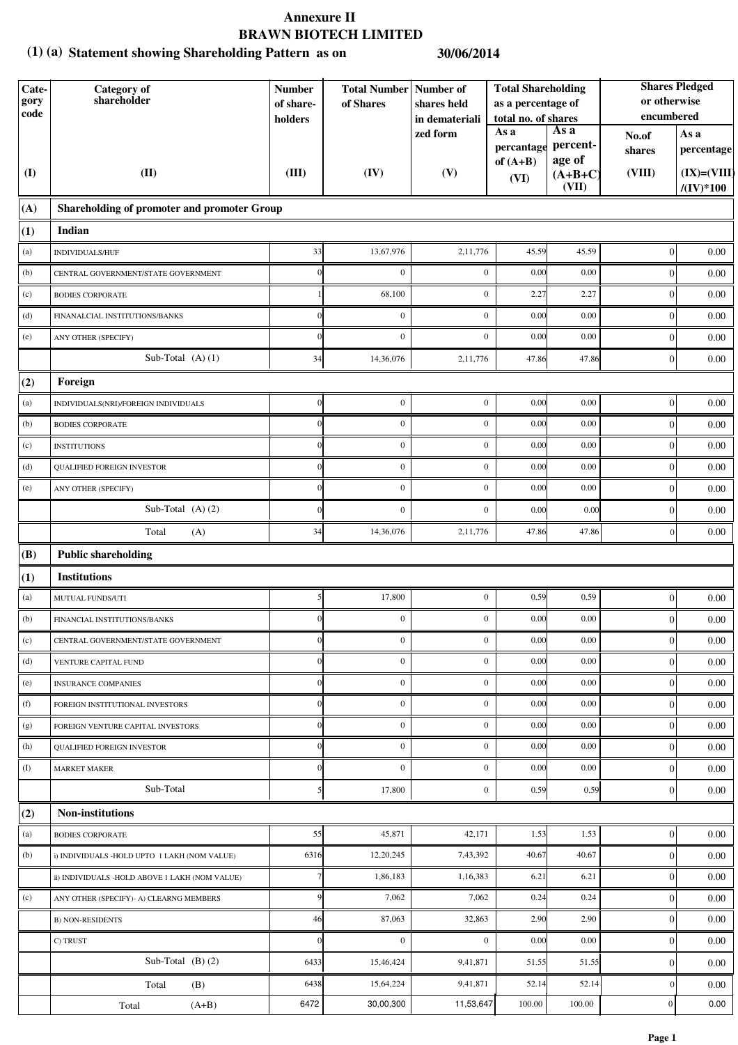# Annexure II

## BRAWN BIOTECH LIMITED

### (1) (a) Statement showing Shareholding Pattern as on 30/06/2014

| Category code | Category of shareholder | Number of share-holders | Total Number of Shares | Number of shares held in dematerialized form | Total Shareholding as a percentage of total no. of shares | | Shares Pledged or otherwise encumbered | |
|---|---|---|---|---|---|---|---|---|
| | | | | | As a percantage of (A+B) | As a percent-age of (A+B+C) | No.of shares | As a percentage |
| (I) | (II) | (III) | (IV) | (V) | (VI) | (VII) | (VIII) | (IX)=(VIII)/(IV)*100 |
| **(A)** | **Shareholding of promoter and promoter Group** | | | | | | | |
| **(1)** | **Indian** | | | | | | | |
| (a) | INDIVIDUALS/HUF | 33 | 13,67,976 | 2,11,776 | 45.59 | 45.59 | 0 | 0.00 |
| (b) | CENTRAL GOVERNMENT/STATE GOVERNMENT | 0 | 0 | 0 | 0.00 | 0.00 | 0 | 0.00 |
| (c) | BODIES CORPORATE | 1 | 68,100 | 0 | 2.27 | 2.27 | 0 | 0.00 |
| (d) | FINANALCIAL INSTITUTIONS/BANKS | 0 | 0 | 0 | 0.00 | 0.00 | 0 | 0.00 |
| (e) | ANY OTHER (SPECIFY) | 0 | 0 | 0 | 0.00 | 0.00 | 0 | 0.00 |
| | Sub-Total (A) (1) | 34 | 14,36,076 | 2,11,776 | 47.86 | 47.86 | 0 | 0.00 |
| **(2)** | **Foreign** | | | | | | | |
| (a) | INDIVIDUALS(NRI)/FOREIGN INDIVIDUALS | 0 | 0 | 0 | 0.00 | 0.00 | 0 | 0.00 |
| (b) | BODIES CORPORATE | 0 | 0 | 0 | 0.00 | 0.00 | 0 | 0.00 |
| (c) | INSTITUTIONS | 0 | 0 | 0 | 0.00 | 0.00 | 0 | 0.00 |
| (d) | QUALIFIED FOREIGN INVESTOR | 0 | 0 | 0 | 0.00 | 0.00 | 0 | 0.00 |
| (e) | ANY OTHER (SPECIFY) | 0 | 0 | 0 | 0.00 | 0.00 | 0 | 0.00 |
| | Sub-Total (A) (2) | 0 | 0 | 0 | 0.00 | 0.00 | 0 | 0.00 |
| | Total (A) | 34 | 14,36,076 | 2,11,776 | 47.86 | 47.86 | 0 | 0.00 |
| **(B)** | **Public shareholding** | | | | | | | |
| **(1)** | **Institutions** | | | | | | | |
| (a) | MUTUAL FUNDS/UTI | 5 | 17,800 | 0 | 0.59 | 0.59 | 0 | 0.00 |
| (b) | FINANCIAL INSTITUTIONS/BANKS | 0 | 0 | 0 | 0.00 | 0.00 | 0 | 0.00 |
| (c) | CENTRAL GOVERNMENT/STATE GOVERNMENT | 0 | 0 | 0 | 0.00 | 0.00 | 0 | 0.00 |
| (d) | VENTURE CAPITAL FUND | 0 | 0 | 0 | 0.00 | 0.00 | 0 | 0.00 |
| (e) | INSURANCE COMPANIES | 0 | 0 | 0 | 0.00 | 0.00 | 0 | 0.00 |
| (f) | FOREIGN INSTITUTIONAL INVESTORS | 0 | 0 | 0 | 0.00 | 0.00 | 0 | 0.00 |
| (g) | FOREIGN VENTURE CAPITAL INVESTORS | 0 | 0 | 0 | 0.00 | 0.00 | 0 | 0.00 |
| (h) | QUALIFIED FOREIGN INVESTOR | 0 | 0 | 0 | 0.00 | 0.00 | 0 | 0.00 |
| (I) | MARKET MAKER | 0 | 0 | 0 | 0.00 | 0.00 | 0 | 0.00 |
| | Sub-Total | 5 | 17,800 | 0 | 0.59 | 0.59 | 0 | 0.00 |
| **(2)** | **Non-institutions** | | | | | | | |
| (a) | BODIES CORPORATE | 55 | 45,871 | 42,171 | 1.53 | 1.53 | 0 | 0.00 |
| (b) | i) INDIVIDUALS -HOLD UPTO 1 LAKH (NOM VALUE) | 6316 | 12,20,245 | 7,43,392 | 40.67 | 40.67 | 0 | 0.00 |
| | ii) INDIVIDUALS -HOLD ABOVE 1 LAKH (NOM VALUE) | 7 | 1,86,183 | 1,16,383 | 6.21 | 6.21 | 0 | 0.00 |
| (c) | ANY OTHER (SPECIFY)- A) CLEARNG MEMBERS | 9 | 7,062 | 7,062 | 0.24 | 0.24 | 0 | 0.00 |
| | B) NON-RESIDENTS | 46 | 87,063 | 32,863 | 2.90 | 2.90 | 0 | 0.00 |
| | C) TRUST | 0 | 0 | 0 | 0.00 | 0.00 | 0 | 0.00 |
| | Sub-Total (B) (2) | 6433 | 15,46,424 | 9,41,871 | 51.55 | 51.55 | 0 | 0.00 |
| | Total (B) | 6438 | 15,64,224 | 9,41,871 | 52.14 | 52.14 | 0 | 0.00 |
| | Total (A+B) | 6472 | 30,00,300 | 11,53,647 | 100.00 | 100.00 | 0 | 0.00 |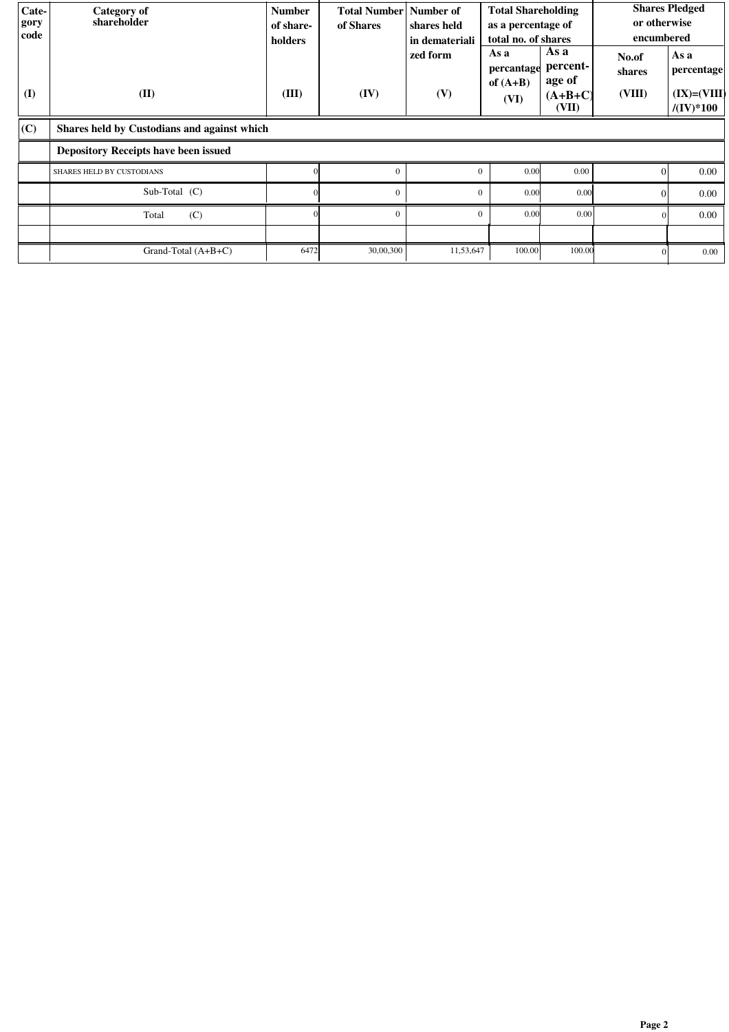| Category code | Category of shareholder | Number of share-holders | Total Number of Shares | Number of shares held in dematerialized form | Total Shareholding as a percentage of total no. of shares | | Shares Pledged or otherwise encumbered | |
|---|---|---|---|---|---|---|---|---|
| | | | | | As a percantage of (A+B) | As a percent-age of (A+B+C) | No.of shares | As a percentage |
| (I) | (II) | (III) | (IV) | (V) | (VI) | (VII) | (VIII) | (IX)=(VIII)/(IV)*100 |
| (C) | **Shares held by Custodians and against which** | | | | | | | |
| | **Depository Receipts have been issued** | | | | | | | |
| | SHARES HELD BY CUSTODIANS | 0 | 0 | 0 | 0.00 | 0.00 | 0 | 0.00 |
| | Sub-Total (C) | 0 | 0 | 0 | 0.00 | 0.00 | 0 | 0.00 |
| | Total (C) | 0 | 0 | 0 | 0.00 | 0.00 | 0 | 0.00 |
| | | | | | | | | |
| | Grand-Total (A+B+C) | 6472 | 30,00,300 | 11,53,647 | 100.00 | 100.00 | 0 | 0.00 |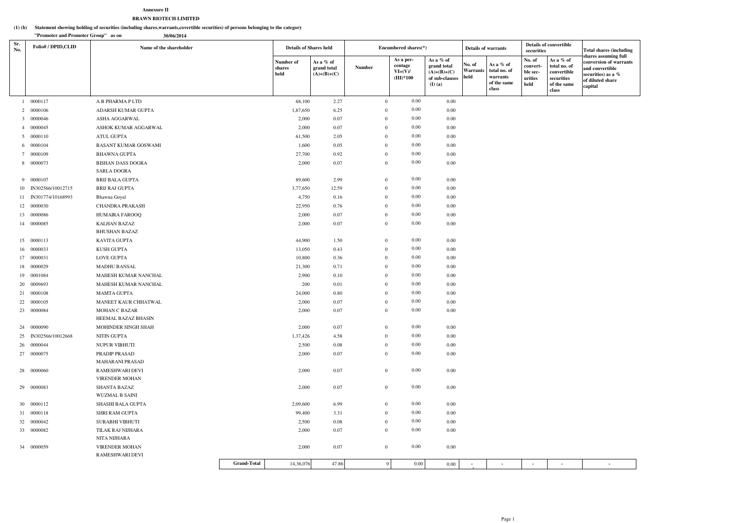**Annexure II**

**BRAWN BIOTECH LIMITED**

**(1) (b) Statement showing holding of securities (including shares,warrants,covertible securities) of persons belonging to the category "Promoter and Promoter Group" as on 30/06/2014**

| Sr. No. | Folio# / DPID,CLID | Name of the shareholder | Details of Shares held | | Encumbered shares(*) | | | Details of warrants | | Details of convertible securities | | Total shares (including shares assuming full conversion of warrants and convertible securities) as a % of diluted share capital |
|---|---|---|---|---|---|---|---|---|---|---|---|---|
| | | | Number of shares held | As a % of grand total (A)+(B)+(C) | Number | As a per-centage VI=(V)/(III)*100 | As a % of grand total (A)+(B)+(C) of sub-clauses (I) (a) | No. of Warrants held | As a % total no. of warrants of the same class | No. of convert-ble sec-urities held | As a % of total no. of convertible securities of the same class | |
| 1 | 0000117 | A B PHARMA P LTD | 68,100 | 2.27 | 0 | 0.00 | 0.00 | | | | | |
| 2 | 0000106 | ADARSH KUMAR GUPTA | 1,87,650 | 6.25 | 0 | 0.00 | 0.00 | | | | | |
| 3 | 0000046 | ASHA AGGARWAL | 2,000 | 0.07 | 0 | 0.00 | 0.00 | | | | | |
| 4 | 0000045 | ASHOK KUMAR AGGARWAL | 2,000 | 0.07 | 0 | 0.00 | 0.00 | | | | | |
| 5 | 0000110 | ATUL GUPTA | 61,500 | 2.05 | 0 | 0.00 | 0.00 | | | | | |
| 6 | 0000104 | BASANT KUMAR GOSWAMI | 1,600 | 0.05 | 0 | 0.00 | 0.00 | | | | | |
| 7 | 0000109 | BHAWNA GUPTA | 27,700 | 0.92 | 0 | 0.00 | 0.00 | | | | | |
| 8 | 0000073 | BISHAN DASS DOGRA<br>SARLA DOGRA | 2,000 | 0.07 | 0 | 0.00 | 0.00 | | | | | |
| 9 | 0000107 | BRIJ BALA GUPTA | 89,600 | 2.99 | 0 | 0.00 | 0.00 | | | | | |
| 10 | IN302566/10012715 | BRIJ RAJ GUPTA | 3,77,650 | 12.59 | 0 | 0.00 | 0.00 | | | | | |
| 11 | IN301774/10168993 | Bhawna Goyal | 4,750 | 0.16 | 0 | 0.00 | 0.00 | | | | | |
| 12 | 0000030 | CHANDRA PRAKASH | 22,950 | 0.76 | 0 | 0.00 | 0.00 | | | | | |
| 13 | 0000086 | HUMAIRA FAROOQ | 2,000 | 0.07 | 0 | 0.00 | 0.00 | | | | | |
| 14 | 0000085 | KALHAN BAZAZ<br>BHUSHAN BAZAZ | 2,000 | 0.07 | 0 | 0.00 | 0.00 | | | | | |
| 15 | 0000113 | KAVITA GUPTA | 44,900 | 1.50 | 0 | 0.00 | 0.00 | | | | | |
| 16 | 0000033 | KUSH GUPTA | 13,050 | 0.43 | 0 | 0.00 | 0.00 | | | | | |
| 17 | 0000031 | LOVE GUPTA | 10,800 | 0.36 | 0 | 0.00 | 0.00 | | | | | |
| 18 | 0000029 | MADHU BANSAL | 21,300 | 0.71 | 0 | 0.00 | 0.00 | | | | | |
| 19 | 0001084 | MAHESH KUMAR NANCHAL | 2,900 | 0.10 | 0 | 0.00 | 0.00 | | | | | |
| 20 | 0009693 | MAHESH KUMAR NANCHAL | 200 | 0.01 | 0 | 0.00 | 0.00 | | | | | |
| 21 | 0000108 | MAMTA GUPTA | 24,000 | 0.80 | 0 | 0.00 | 0.00 | | | | | |
| 22 | 0000105 | MANEET KAUR CHHATWAL | 2,000 | 0.07 | 0 | 0.00 | 0.00 | | | | | |
| 23 | 0000084 | MOHAN C BAZAR<br>HEEMAL BAZAZ BHASIN | 2,000 | 0.07 | 0 | 0.00 | 0.00 | | | | | |
| 24 | 0000090 | MOHINDER SINGH SHAH | 2,000 | 0.07 | 0 | 0.00 | 0.00 | | | | | |
| 25 | IN302566/10012668 | NITIN GUPTA | 1,37,426 | 4.58 | 0 | 0.00 | 0.00 | | | | | |
| 26 | 0000044 | NUPUR VIBHUTI | 2,500 | 0.08 | 0 | 0.00 | 0.00 | | | | | |
| 27 | 0000075 | PRADIP PRASAD<br>MAHARANI PRASAD | 2,000 | 0.07 | 0 | 0.00 | 0.00 | | | | | |
| 28 | 0000060 | RAMESHWARI DEVI<br>VIRENDER MOHAN | 2,000 | 0.07 | 0 | 0.00 | 0.00 | | | | | |
| 29 | 0000083 | SHANTA BAZAZ<br>WUZMAL B SAINI | 2,000 | 0.07 | 0 | 0.00 | 0.00 | | | | | |
| 30 | 0000112 | SHASHI BALA GUPTA | 2,09,600 | 6.99 | 0 | 0.00 | 0.00 | | | | | |
| 31 | 0000118 | SHRI RAM GUPTA | 99,400 | 3.31 | 0 | 0.00 | 0.00 | | | | | |
| 32 | 0000042 | SURABHI VIBHUTI | 2,500 | 0.08 | 0 | 0.00 | 0.00 | | | | | |
| 33 | 0000082 | TILAK RAJ NIJHARA<br>NITA NIJHARA | 2,000 | 0.07 | 0 | 0.00 | 0.00 | | | | | |
| 34 | 0000059 | VIRENDER MOHAN<br>RAMESHWARI DEVI | 2,000 | 0.07 | 0 | 0.00 | 0.00 | | | | | |
| | | **Grand-Total** | 14,36,076 | 47.86 | 0 | 0.00 | 0.00 | - | - | - | - | - |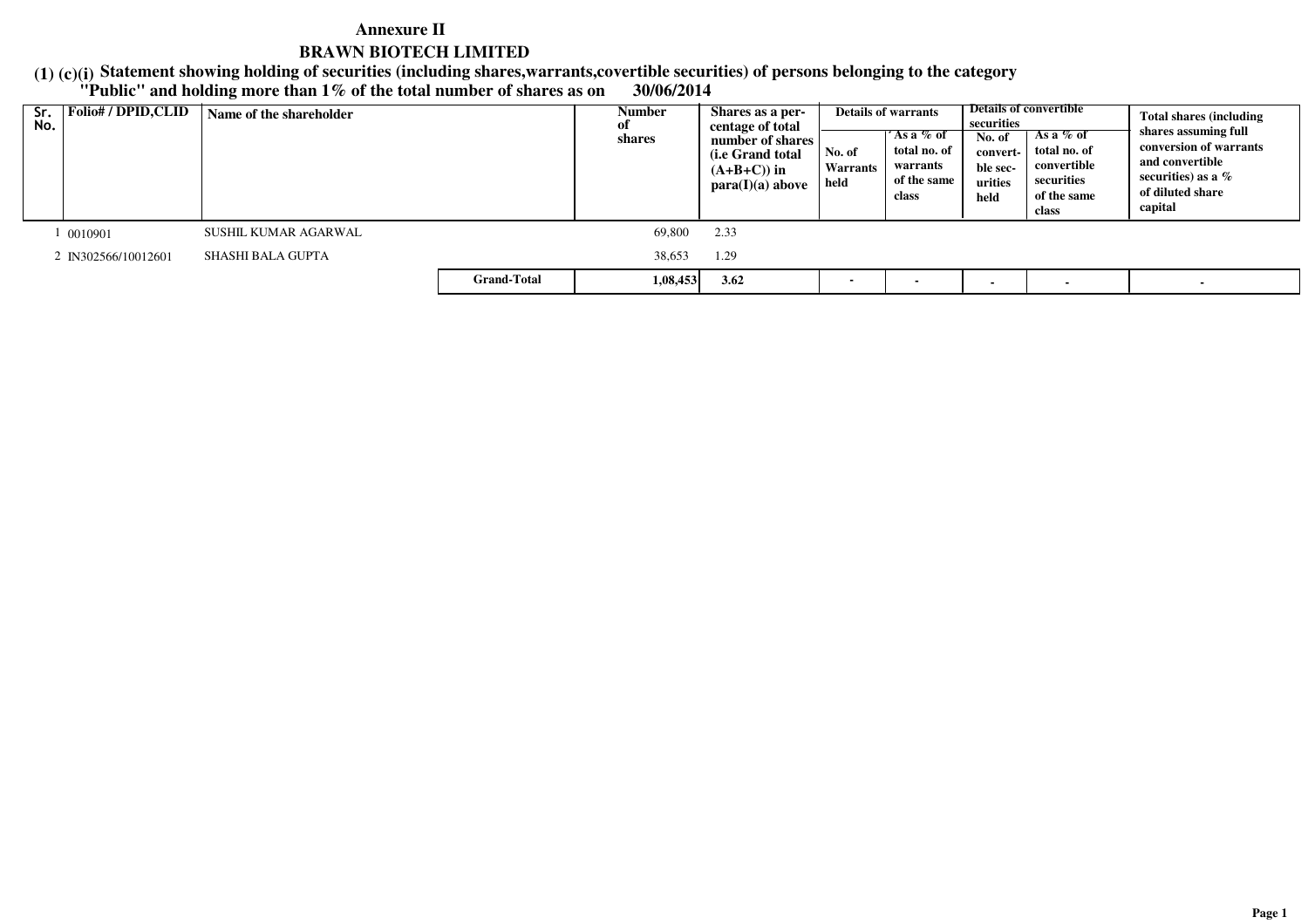# Annexure II

## BRAWN BIOTECH LIMITED

**(1) (c)(i) Statement showing holding of securities (including shares,warrants,covertible securities) of persons belonging to the category "Public" and holding more than 1% of the total number of shares as on 30/06/2014**

| Sr. No. | Folio# / DPID,CLID | Name of the shareholder | Number of shares | Shares as a percentage of total number of shares (i.e Grand total (A+B+C)) in para(I)(a) above | Details of warrants | | Details of convertible securities | | Total shares (including shares assuming full conversion of warrants and convertible securities) as a % of diluted share capital |
|---|---|---|---|---|---|---|---|---|---|
| | | | | | No. of Warrants held | As a % of total no. of warrants of the same class | No. of convertible securities held | As a % of total no. of convertible securities of the same class | |
| 1 | 0010901 | SUSHIL KUMAR AGARWAL | 69,800 | 2.33 | | | | | |
| 2 | IN302566/10012601 | SHASHI BALA GUPTA | 38,653 | 1.29 | | | | | |
| | | **Grand-Total** | **1,08,453** | **3.62** | - | - | - | - | - |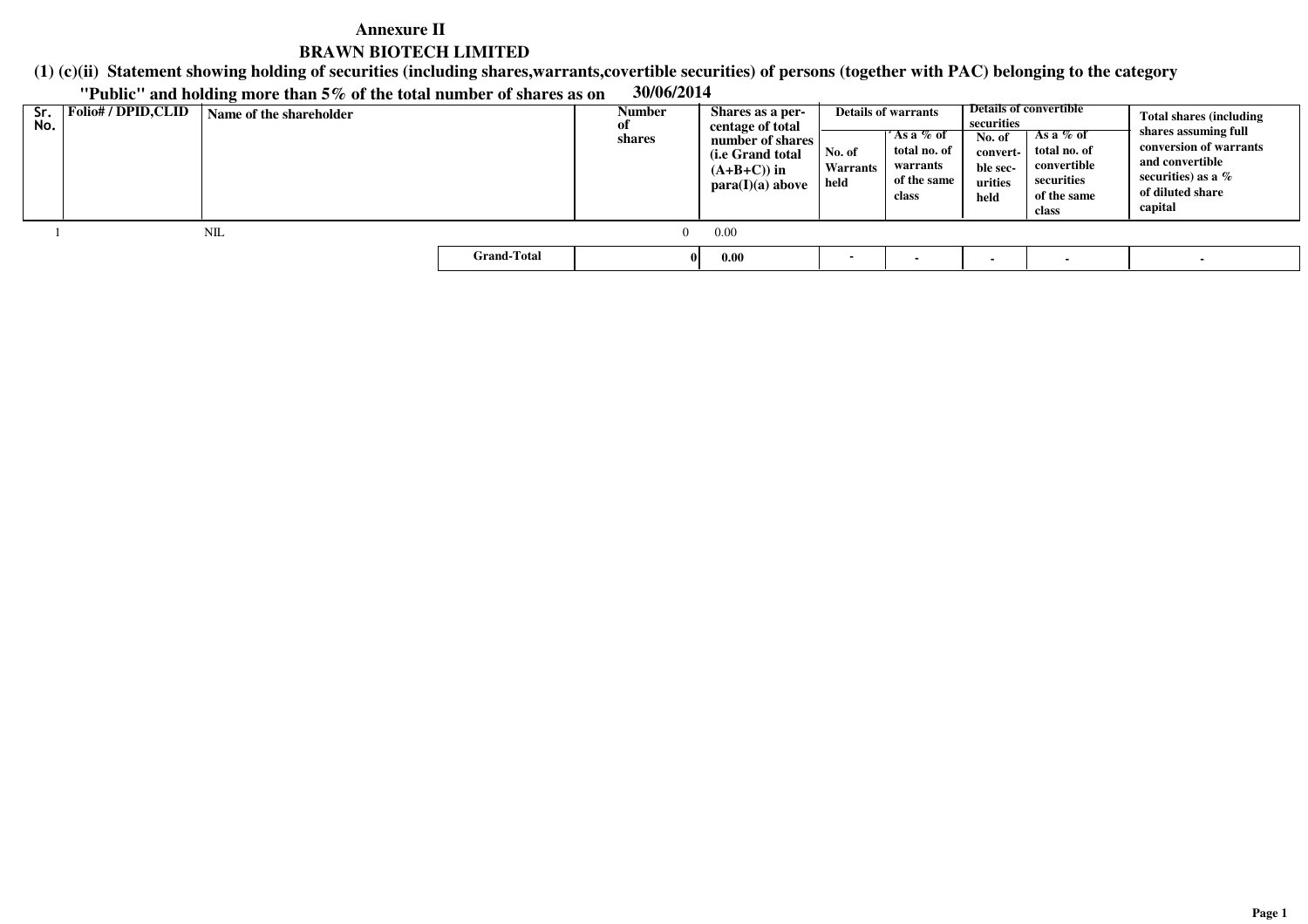# Annexure II

## BRAWN BIOTECH LIMITED

**(1) (c)(ii) Statement showing holding of securities (including shares,warrants,covertible securities) of persons (together with PAC) belonging to the category "Public" and holding more than 5% of the total number of shares as on 30/06/2014**

| Sr. No. | Folio# / DPID,CLID | Name of the shareholder | Number of shares | Shares as a percentage of total number of shares (i.e Grand total (A+B+C)) in para(I)(a) above | Details of warrants | | Details of convertible securities | | Total shares (including shares assuming full conversion of warrants and convertible securities) as a % of diluted share capital |
|---|---|---|---|---|---|---|---|---|---|
| | | | | | No. of Warrants held | As a % of total no. of warrants of the same class | No. of convertible securities held | As a % of total no. of convertible securities of the same class | |
| 1 | | NIL | 0 | 0.00 | | | | | |
| | | **Grand-Total** | **0** | **0.00** | - | - | - | - | - |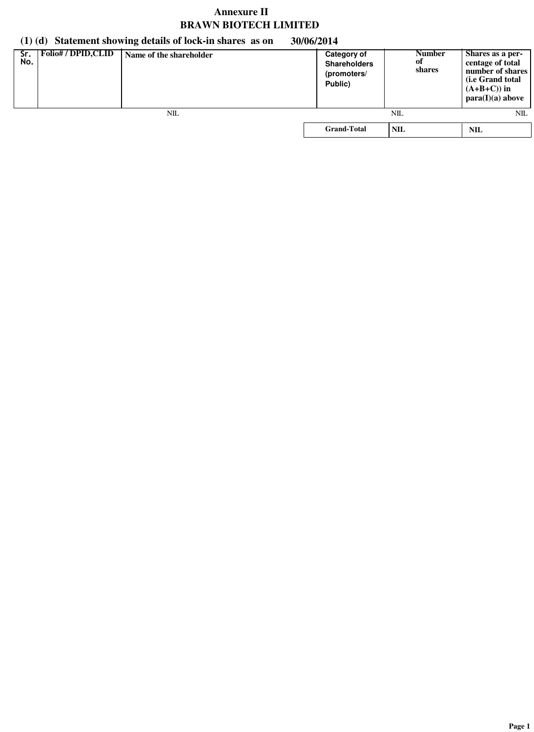# Annexure II

## BRAWN BIOTECH LIMITED

### (1) (d) Statement showing details of lock-in shares as on 30/06/2014

| Sr. No. | Folio# / DPID,CLID | Name of the shareholder | Category of Shareholders (promoters/ Public) | Number of shares | Shares as a percentage of total number of shares (i.e Grand total (A+B+C)) in para(I)(a) above |
|---|---|---|---|---|---|
| | | NIL | | NIL | NIL |
| | | | **Grand-Total** | **NIL** | **NIL** |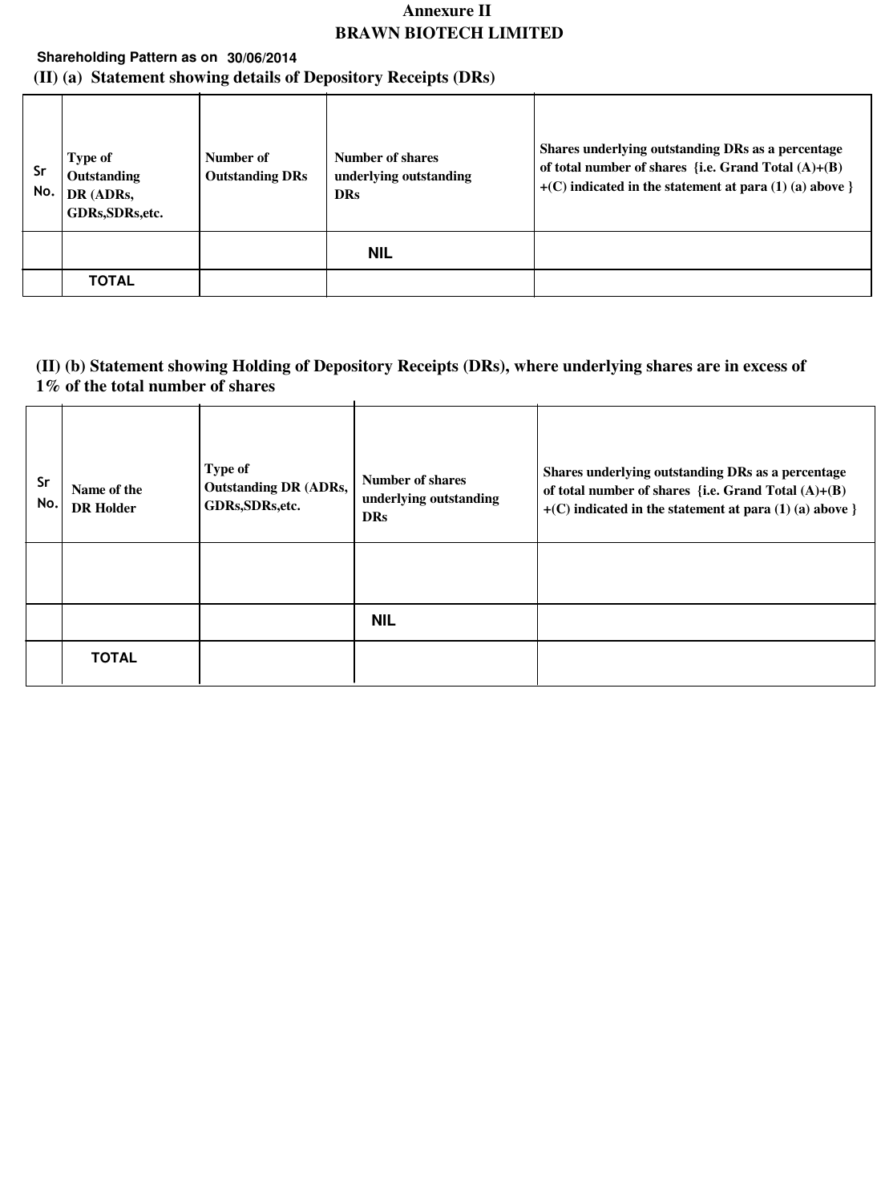# Annexure II
# BRAWN BIOTECH LIMITED

**Shareholding Pattern as on 30/06/2014**

## (II) (a) Statement showing details of Depository Receipts (DRs)

| Sr No. | Type of Outstanding DR (ADRs, GDRs,SDRs,etc. | Number of Outstanding DRs | Number of shares underlying outstanding DRs | Shares underlying outstanding DRs as a percentage of total number of shares {i.e. Grand Total (A)+(B)+(C) indicated in the statement at para (1) (a) above } |
|---|---|---|---|---|
| | | | NIL | |
| | TOTAL | | | |

## (II) (b) Statement showing Holding of Depository Receipts (DRs), where underlying shares are in excess of 1% of the total number of shares

| Sr No. | Name of the DR Holder | Type of Outstanding DR (ADRs, GDRs,SDRs,etc. | Number of shares underlying outstanding DRs | Shares underlying outstanding DRs as a percentage of total number of shares {i.e. Grand Total (A)+(B)+(C) indicated in the statement at para (1) (a) above } |
|---|---|---|---|---|
| | | | | |
| | | | NIL | |
| | TOTAL | | | |